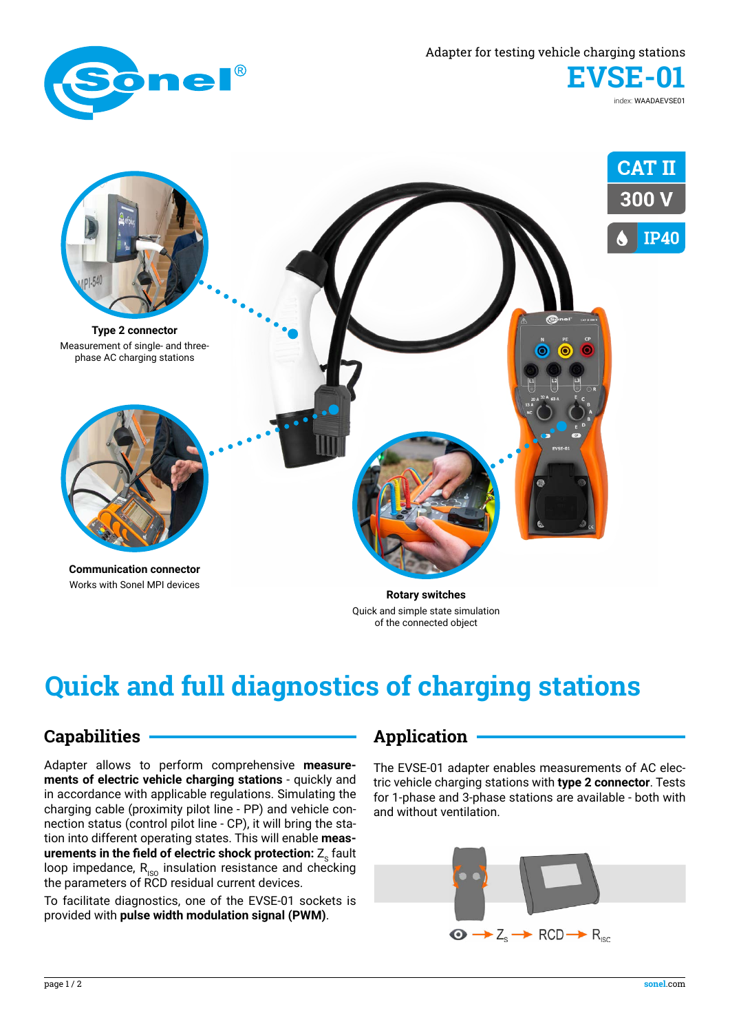Adapter for testing vehicle charging stations

# EVSE-01

index: WAADAEVSE01

CAT II

300 V

IP40

**Type 2 connector**
Measurement of single- and three-phase AC charging stations

**Communication connector**
Works with Sonel MPI devices

**Rotary switches**
Quick and simple state simulation of the connected object

# Quick and full diagnostics of charging stations

## Capabilities

Adapter allows to perform comprehensive **measurements of electric vehicle charging stations** - quickly and in accordance with applicable regulations. Simulating the charging cable (proximity pilot line - PP) and vehicle connection status (control pilot line - CP), it will bring the station into different operating states. This will enable **measurements in the field of electric shock protection:** $Z_S$ fault loop impedance, $R_{ISO}$ insulation resistance and checking the parameters of RCD residual current devices.

To facilitate diagnostics, one of the EVSE-01 sockets is provided with **pulse width modulation signal (PWM)**.

## Application

The EVSE-01 adapter enables measurements of AC electric vehicle charging stations with **type 2 connector**. Tests for 1-phase and 3-phase stations are available - both with and without ventilation.

→ $Z_S$ → RCD → $R_{ISC}$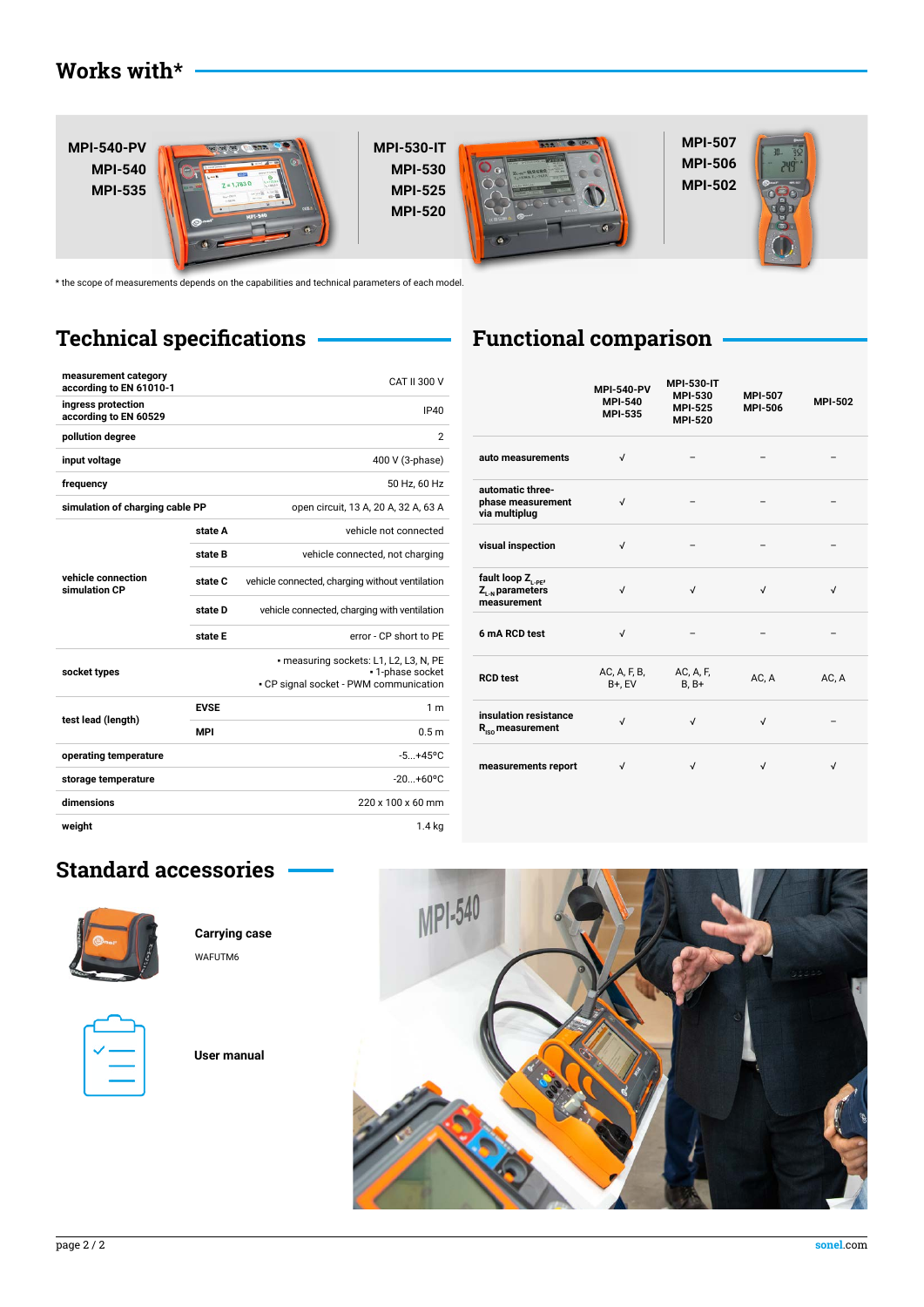## Works with*

MPI-540-PV
MPI-540
MPI-535

MPI-530-IT
MPI-530
MPI-525
MPI-520

MPI-507
MPI-506
MPI-502

* the scope of measurements depends on the capabilities and technical parameters of each model.

## Technical specifications

| | | |
|---|---|---|
| **measurement category according to EN 61010-1** | | CAT II 300 V |
| **ingress protection according to EN 60529** | | IP40 |
| **pollution degree** | | 2 |
| **input voltage** | | 400 V (3-phase) |
| **frequency** | | 50 Hz, 60 Hz |
| **simulation of charging cable PP** | | open circuit, 13 A, 20 A, 32 A, 63 A |
| **vehicle connection simulation CP** | **state A** | vehicle not connected |
| | **state B** | vehicle connected, not charging |
| | **state C** | vehicle connected, charging without ventilation |
| | **state D** | vehicle connected, charging with ventilation |
| | **state E** | error - CP short to PE |
| **socket types** | | • measuring sockets: L1, L2, L3, N, PE<br>• 1-phase socket<br>• CP signal socket - PWM communication |
| **test lead (length)** | **EVSE** | 1 m |
| | **MPI** | 0.5 m |
| **operating temperature** | | -5...+45°C |
| **storage temperature** | | -20...+60°C |
| **dimensions** | | 220 x 100 x 60 mm |
| **weight** | | 1.4 kg |

## Functional comparison

| | MPI-540-PV<br>MPI-540<br>MPI-535 | MPI-530-IT<br>MPI-530<br>MPI-525<br>MPI-520 | MPI-507<br>MPI-506 | MPI-502 |
|---|---|---|---|---|
| **auto measurements** | √ | – | – | – |
| **automatic three-phase measurement via multiplug** | √ | – | – | – |
| **visual inspection** | √ | – | – | – |
| **fault loop $Z_{L-PE}$, $Z_{L-N}$ parameters measurement** | √ | √ | √ | √ |
| **6 mA RCD test** | √ | – | – | – |
| **RCD test** | AC, A, F, B, B+, EV | AC, A, F, B, B+ | AC, A | AC, A |
| **insulation resistance $R_{iso}$ measurement** | √ | √ | √ | – |
| **measurements report** | √ | √ | √ | √ |

## Standard accessories

**Carrying case**
WAFUTM6

**User manual**